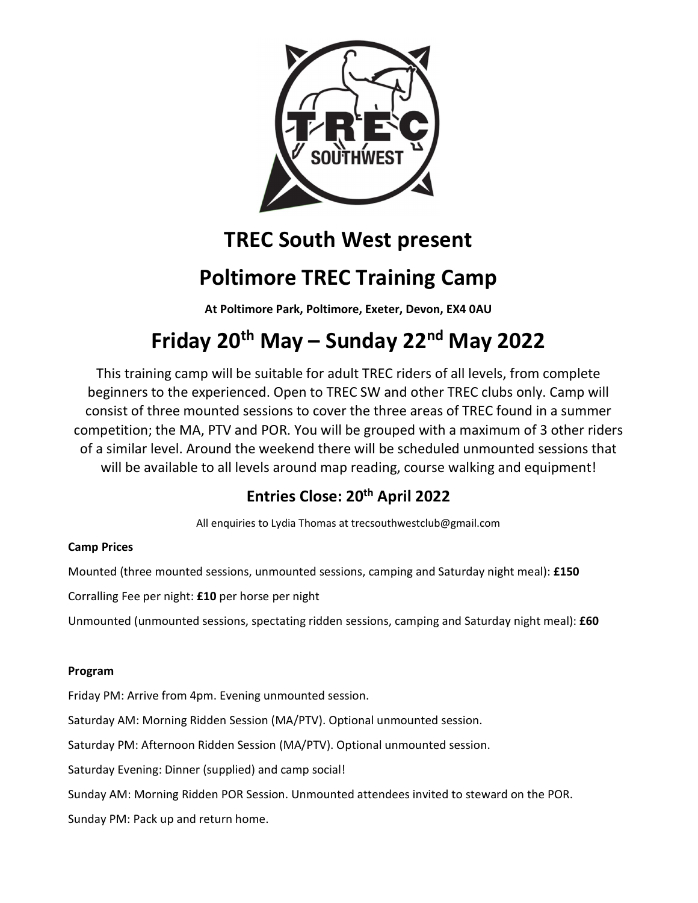# TREC South West present

# Poltimore TREC Training Camp

**At Poltimore Park, Poltimore, Exeter, Devon, EX4 0AU**

# Friday 20th May – Sunday 22nd May 2022

This training camp will be suitable for adult TREC riders of all levels, from complete beginners to the experienced. Open to TREC SW and other TREC clubs only. Camp will consist of three mounted sessions to cover the three areas of TREC found in a summer competition; the MA, PTV and POR. You will be grouped with a maximum of 3 other riders of a similar level. Around the weekend there will be scheduled unmounted sessions that will be available to all levels around map reading, course walking and equipment!

## Entries Close: 20th April 2022

All enquiries to Lydia Thomas at trecsouthwestclub@gmail.com

**Camp Prices**

Mounted (three mounted sessions, unmounted sessions, camping and Saturday night meal): **£150**

Corralling Fee per night: **£10** per horse per night

Unmounted (unmounted sessions, spectating ridden sessions, camping and Saturday night meal): **£60**

**Program**

Friday PM: Arrive from 4pm. Evening unmounted session.

Saturday AM: Morning Ridden Session (MA/PTV). Optional unmounted session.

Saturday PM: Afternoon Ridden Session (MA/PTV). Optional unmounted session.

Saturday Evening: Dinner (supplied) and camp social!

Sunday AM: Morning Ridden POR Session. Unmounted attendees invited to steward on the POR.

Sunday PM: Pack up and return home.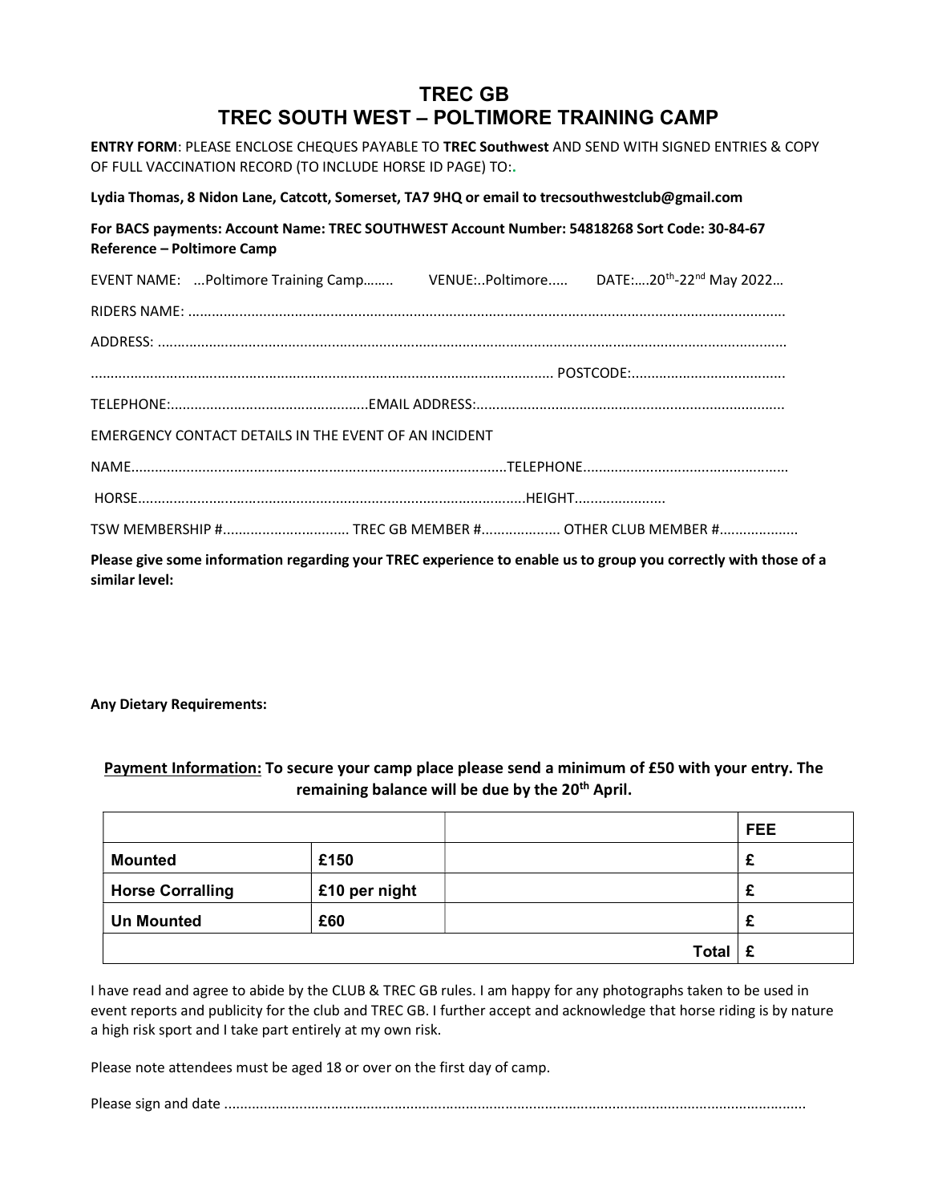# TREC GB
## TREC SOUTH WEST – POLTIMORE TRAINING CAMP

**ENTRY FORM**: PLEASE ENCLOSE CHEQUES PAYABLE TO **TREC Southwest** AND SEND WITH SIGNED ENTRIES & COPY OF FULL VACCINATION RECORD (TO INCLUDE HORSE ID PAGE) TO:.

**Lydia Thomas, 8 Nidon Lane, Catcott, Somerset, TA7 9HQ or email to trecsouthwestclub@gmail.com**

**For BACS payments: Account Name: TREC SOUTHWEST Account Number: 54818268 Sort Code: 30-84-67 Reference – Poltimore Camp**

EVENT NAME: ...Poltimore Training Camp…….. VENUE:..Poltimore..... DATE:….20th-22nd May 2022…

RIDERS NAME: ……………………………………………………………………………………………………………………………………

ADDRESS: ……………………………………………………………………………………………………………………………………………

……………………………………………………………………………………………………… POSTCODE:……………………………………

TELEPHONE:……………………………………………EMAIL ADDRESS:…………………………………………………………………………

EMERGENCY CONTACT DETAILS IN THE EVENT OF AN INCIDENT

NAME……………………………………………………………………………………TELEPHONE……………………………………………

HORSE………………………………………………………………………………………HEIGHT……………………

TSW MEMBERSHIP #................................ TREC GB MEMBER #.................... OTHER CLUB MEMBER #....................

**Please give some information regarding your TREC experience to enable us to group you correctly with those of a similar level:**

**Any Dietary Requirements:**

**<u>Payment Information:</u> To secure your camp place please send a minimum of £50 with your entry. The remaining balance will be due by the 20th April.**

| | | | **FEE** |
|---|---|---|---|
| **Mounted** | **£150** | | **£** |
| **Horse Corralling** | **£10 per night** | | **£** |
| **Un Mounted** | **£60** | | **£** |
| | | **Total** | **£** |

I have read and agree to abide by the CLUB & TREC GB rules. I am happy for any photographs taken to be used in event reports and publicity for the club and TREC GB. I further accept and acknowledge that horse riding is by nature a high risk sport and I take part entirely at my own risk.

Please note attendees must be aged 18 or over on the first day of camp.

Please sign and date ………………………………………………………………………………………………………………………………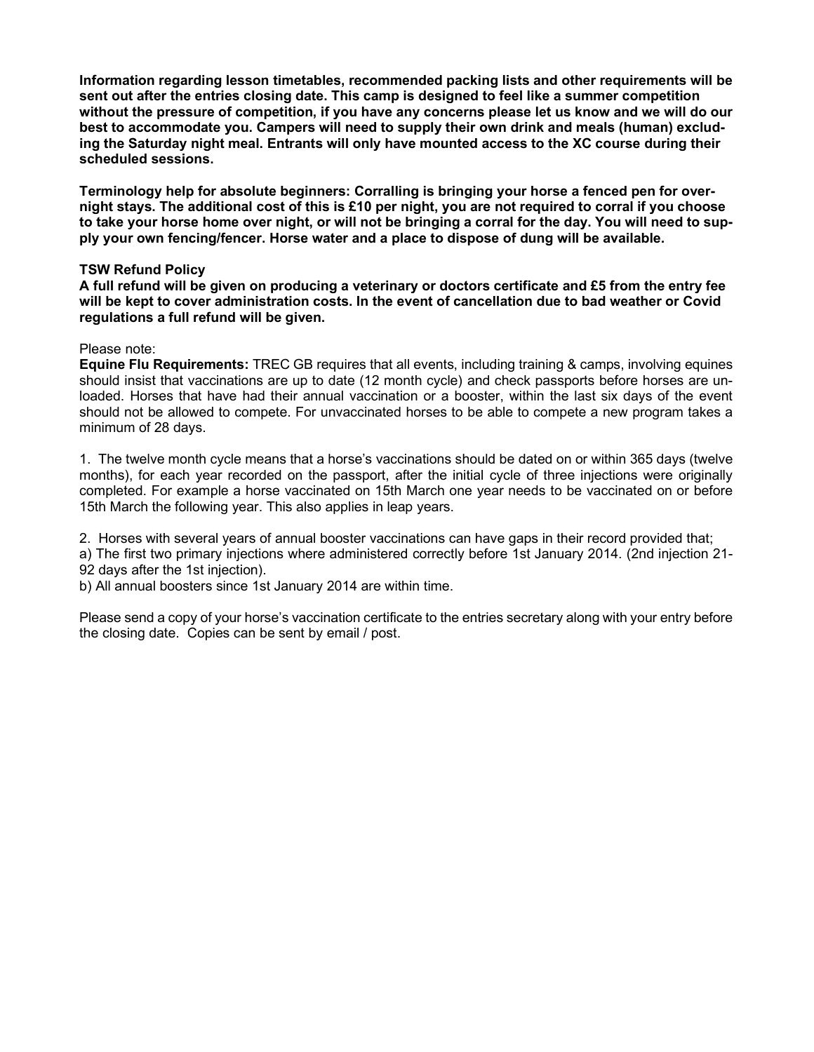**Information regarding lesson timetables, recommended packing lists and other requirements will be sent out after the entries closing date. This camp is designed to feel like a summer competition without the pressure of competition, if you have any concerns please let us know and we will do our best to accommodate you. Campers will need to supply their own drink and meals (human) excluding the Saturday night meal. Entrants will only have mounted access to the XC course during their scheduled sessions.**

**Terminology help for absolute beginners: Corralling is bringing your horse a fenced pen for overnight stays. The additional cost of this is £10 per night, you are not required to corral if you choose to take your horse home over night, or will not be bringing a corral for the day. You will need to supply your own fencing/fencer. Horse water and a place to dispose of dung will be available.**

**TSW Refund Policy**

**A full refund will be given on producing a veterinary or doctors certificate and £5 from the entry fee will be kept to cover administration costs. In the event of cancellation due to bad weather or Covid regulations a full refund will be given.**

Please note:

**Equine Flu Requirements:** TREC GB requires that all events, including training & camps, involving equines should insist that vaccinations are up to date (12 month cycle) and check passports before horses are unloaded. Horses that have had their annual vaccination or a booster, within the last six days of the event should not be allowed to compete. For unvaccinated horses to be able to compete a new program takes a minimum of 28 days.

1. The twelve month cycle means that a horse's vaccinations should be dated on or within 365 days (twelve months), for each year recorded on the passport, after the initial cycle of three injections were originally completed. For example a horse vaccinated on 15th March one year needs to be vaccinated on or before 15th March the following year. This also applies in leap years.

2. Horses with several years of annual booster vaccinations can have gaps in their record provided that;

a) The first two primary injections where administered correctly before 1st January 2014. (2nd injection 21-92 days after the 1st injection).

b) All annual boosters since 1st January 2014 are within time.

Please send a copy of your horse's vaccination certificate to the entries secretary along with your entry before the closing date. Copies can be sent by email / post.